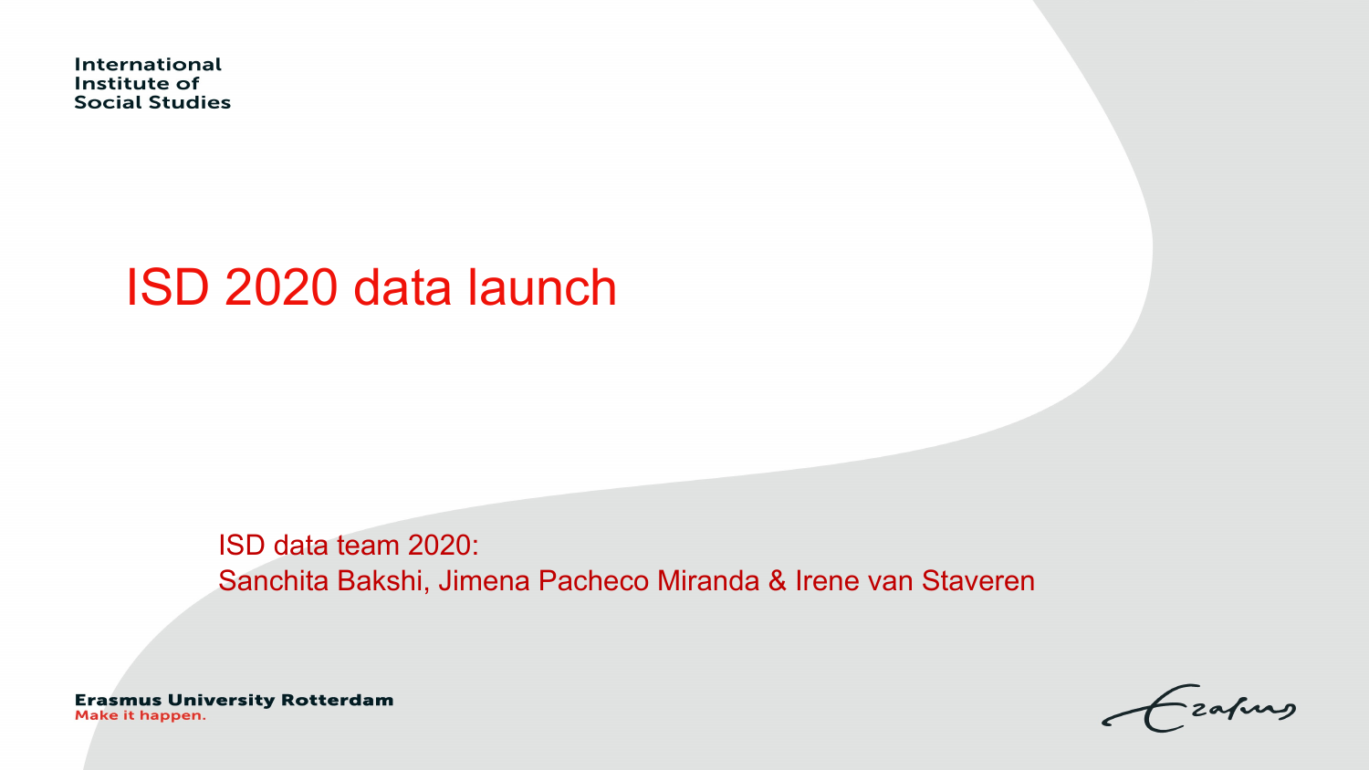International
Institute of
Social Studies

# ISD 2020 data launch

ISD data team 2020:
Sanchita Bakshi, Jimena Pacheco Miranda & Irene van Staveren

**Erasmus University Rotterdam**
Make it happen.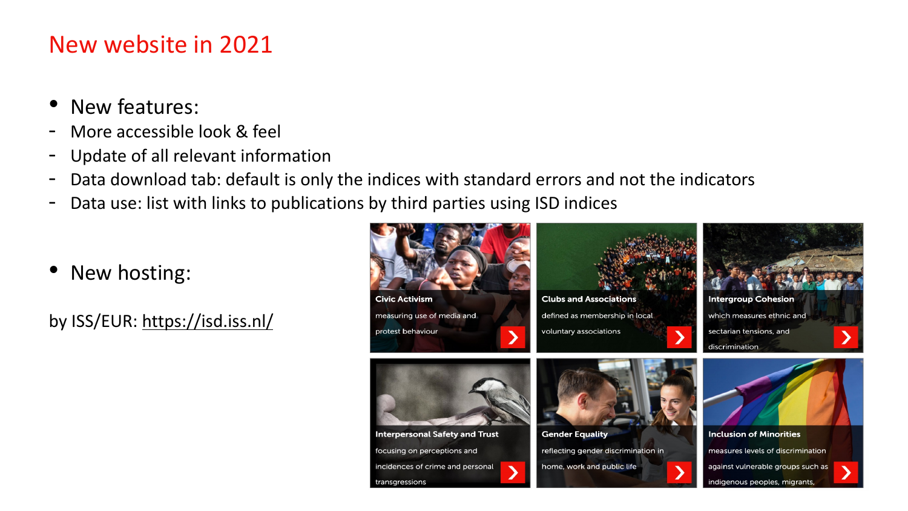# New website in 2021

- New features:
  - More accessible look & feel
  - Update of all relevant information
  - Data download tab: default is only the indices with standard errors and not the indicators
  - Data use: list with links to publications by third parties using ISD indices

- New hosting:

by ISS/EUR: https://isd.iss.nl/

**Civic Activism**
measuring use of media and protest behaviour

**Clubs and Associations**
defined as membership in local voluntary associations

**Intergroup Cohesion**
which measures ethnic and sectarian tensions, and discrimination

**Interpersonal Safety and Trust**
focusing on perceptions and incidences of crime and personal transgressions

**Gender Equality**
reflecting gender discrimination in home, work and public life

**Inclusion of Minorities**
measures levels of discrimination against vulnerable groups such as indigenous peoples, migrants,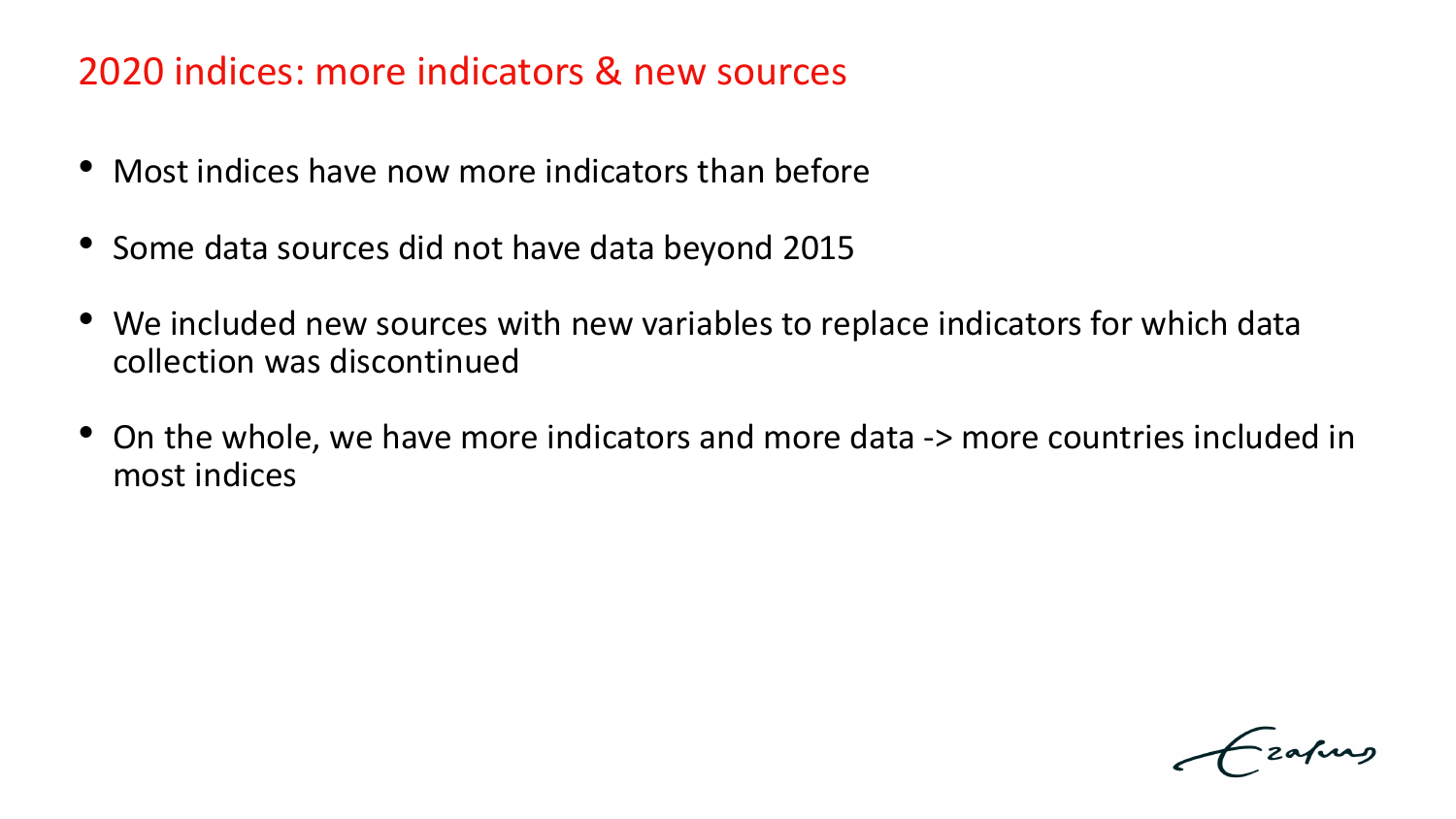## 2020 indices: more indicators & new sources

- Most indices have now more indicators than before
- Some data sources did not have data beyond 2015
- We included new sources with new variables to replace indicators for which data collection was discontinued
- On the whole, we have more indicators and more data -> more countries included in most indices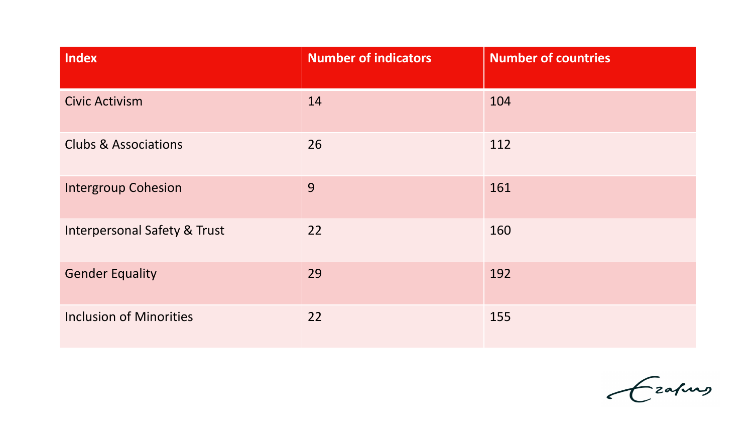| Index | Number of indicators | Number of countries |
| --- | --- | --- |
| Civic Activism | 14 | 104 |
| Clubs & Associations | 26 | 112 |
| Intergroup Cohesion | 9 | 161 |
| Interpersonal Safety & Trust | 22 | 160 |
| Gender Equality | 29 | 192 |
| Inclusion of Minorities | 22 | 155 |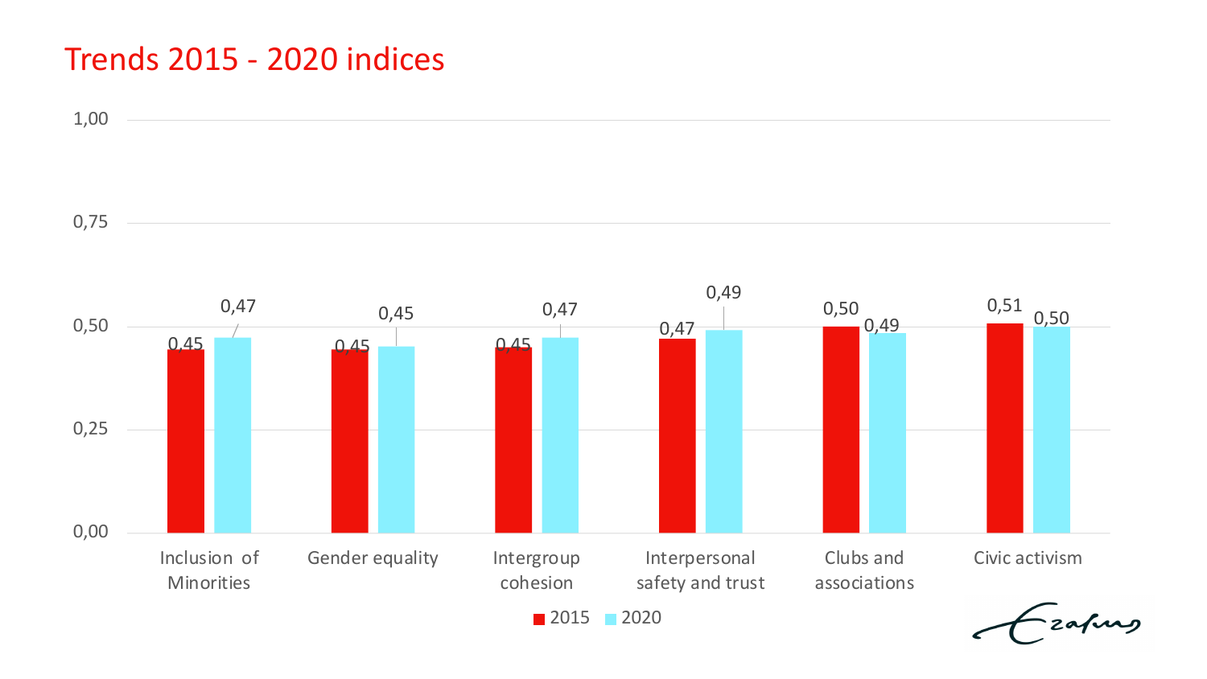# Trends 2015 - 2020 indices

1,00

0,75

0,50

0,25

0,00

Inclusion of Minorities: 0,45 / 0,47

Gender equality: 0,45 / 0,45

Intergroup cohesion: 0,45 / 0,47

Interpersonal safety and trust: 0,47 / 0,49

Clubs and associations: 0,50 / 0,49

Civic activism: 0,51 / 0,50

2015 2020